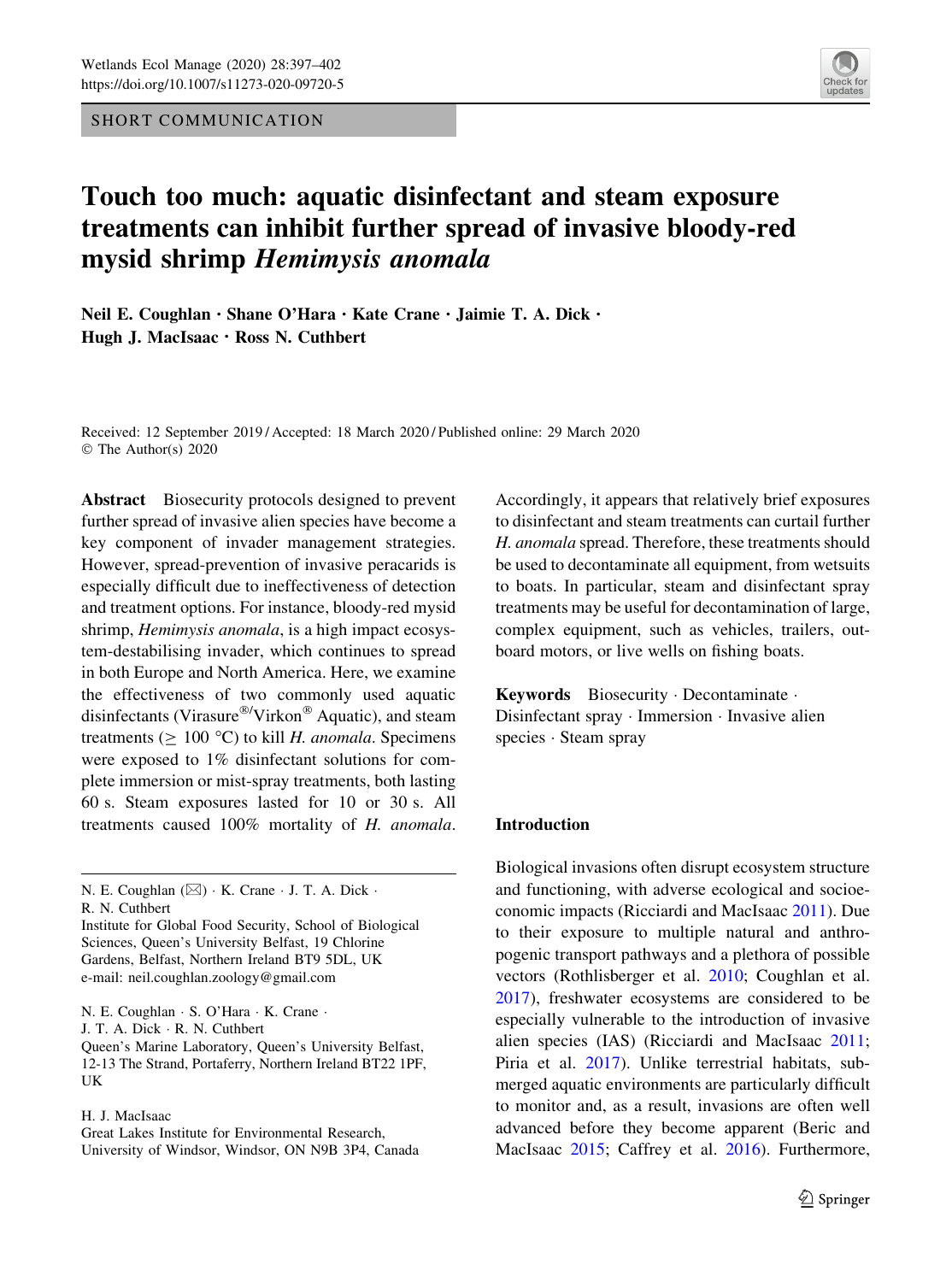SHORT COMMUNICATION

# Touch too much: aquatic disinfectant and steam exposure treatments can inhibit further spread of invasive bloody-red mysid shrimp *Hemimysis anomala*

**Neil E. Coughlan · Shane O'Hara · Kate Crane · Jaimie T. A. Dick · Hugh J. MacIsaac · Ross N. Cuthbert**

Received: 12 September 2019 / Accepted: 18 March 2020 / Published online: 29 March 2020
© The Author(s) 2020

**Abstract** Biosecurity protocols designed to prevent further spread of invasive alien species have become a key component of invader management strategies. However, spread-prevention of invasive peracarids is especially difficult due to ineffectiveness of detection and treatment options. For instance, bloody-red mysid shrimp, *Hemimysis anomala*, is a high impact ecosystem-destabilising invader, which continues to spread in both Europe and North America. Here, we examine the effectiveness of two commonly used aquatic disinfectants (Virasure®/Virkon® Aquatic), and steam treatments (≥ 100 °C) to kill *H. anomala*. Specimens were exposed to 1% disinfectant solutions for complete immersion or mist-spray treatments, both lasting 60 s. Steam exposures lasted for 10 or 30 s. All treatments caused 100% mortality of *H. anomala*. Accordingly, it appears that relatively brief exposures to disinfectant and steam treatments can curtail further *H. anomala* spread. Therefore, these treatments should be used to decontaminate all equipment, from wetsuits to boats. In particular, steam and disinfectant spray treatments may be useful for decontamination of large, complex equipment, such as vehicles, trailers, outboard motors, or live wells on fishing boats.

**Keywords** Biosecurity · Decontaminate · Disinfectant spray · Immersion · Invasive alien species · Steam spray

N. E. Coughlan (✉) · K. Crane · J. T. A. Dick · R. N. Cuthbert
Institute for Global Food Security, School of Biological Sciences, Queen's University Belfast, 19 Chlorine Gardens, Belfast, Northern Ireland BT9 5DL, UK
e-mail: neil.coughlan.zoology@gmail.com

N. E. Coughlan · S. O'Hara · K. Crane · J. T. A. Dick · R. N. Cuthbert
Queen's Marine Laboratory, Queen's University Belfast, 12-13 The Strand, Portaferry, Northern Ireland BT22 1PF, UK

H. J. MacIsaac
Great Lakes Institute for Environmental Research, University of Windsor, Windsor, ON N9B 3P4, Canada

## Introduction

Biological invasions often disrupt ecosystem structure and functioning, with adverse ecological and socioeconomic impacts (Ricciardi and MacIsaac 2011). Due to their exposure to multiple natural and anthropogenic transport pathways and a plethora of possible vectors (Rothlisberger et al. 2010; Coughlan et al. 2017), freshwater ecosystems are considered to be especially vulnerable to the introduction of invasive alien species (IAS) (Ricciardi and MacIsaac 2011; Piria et al. 2017). Unlike terrestrial habitats, submerged aquatic environments are particularly difficult to monitor and, as a result, invasions are often well advanced before they become apparent (Beric and MacIsaac 2015; Caffrey et al. 2016). Furthermore,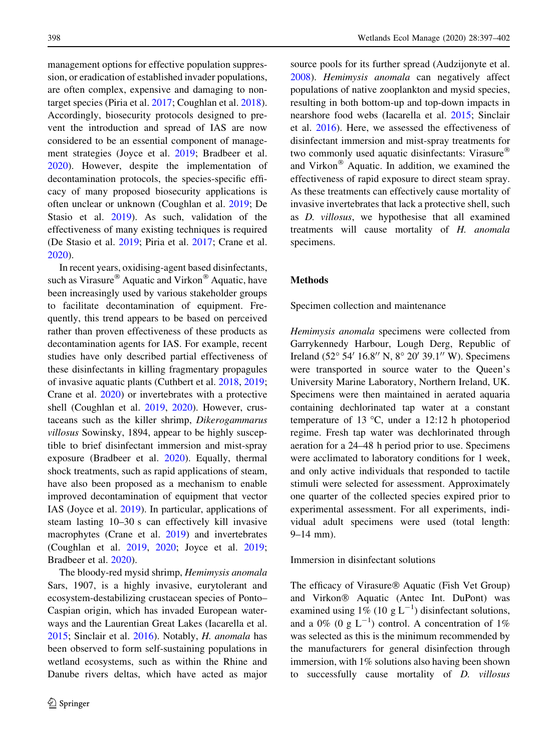management options for effective population suppression, or eradication of established invader populations, are often complex, expensive and damaging to non-target species (Piria et al. 2017; Coughlan et al. 2018). Accordingly, biosecurity protocols designed to prevent the introduction and spread of IAS are now considered to be an essential component of management strategies (Joyce et al. 2019; Bradbeer et al. 2020). However, despite the implementation of decontamination protocols, the species-specific efficacy of many proposed biosecurity applications is often unclear or unknown (Coughlan et al. 2019; De Stasio et al. 2019). As such, validation of the effectiveness of many existing techniques is required (De Stasio et al. 2019; Piria et al. 2017; Crane et al. 2020).

In recent years, oxidising-agent based disinfectants, such as Virasure® Aquatic and Virkon® Aquatic, have been increasingly used by various stakeholder groups to facilitate decontamination of equipment. Frequently, this trend appears to be based on perceived rather than proven effectiveness of these products as decontamination agents for IAS. For example, recent studies have only described partial effectiveness of these disinfectants in killing fragmentary propagules of invasive aquatic plants (Cuthbert et al. 2018, 2019; Crane et al. 2020) or invertebrates with a protective shell (Coughlan et al. 2019, 2020). However, crustaceans such as the killer shrimp, *Dikerogammarus villosus* Sowinsky, 1894, appear to be highly susceptible to brief disinfectant immersion and mist-spray exposure (Bradbeer et al. 2020). Equally, thermal shock treatments, such as rapid applications of steam, have also been proposed as a mechanism to enable improved decontamination of equipment that vector IAS (Joyce et al. 2019). In particular, applications of steam lasting 10–30 s can effectively kill invasive macrophytes (Crane et al. 2019) and invertebrates (Coughlan et al. 2019, 2020; Joyce et al. 2019; Bradbeer et al. 2020).

The bloody-red mysid shrimp, *Hemimysis anomala* Sars, 1907, is a highly invasive, eurytolerant and ecosystem-destabilizing crustacean species of Ponto–Caspian origin, which has invaded European waterways and the Laurentian Great Lakes (Iacarella et al. 2015; Sinclair et al. 2016). Notably, *H. anomala* has been observed to form self-sustaining populations in wetland ecosystems, such as within the Rhine and Danube rivers deltas, which have acted as major source pools for its further spread (Audzijonyte et al. 2008). *Hemimysis anomala* can negatively affect populations of native zooplankton and mysid species, resulting in both bottom-up and top-down impacts in nearshore food webs (Iacarella et al. 2015; Sinclair et al. 2016). Here, we assessed the effectiveness of disinfectant immersion and mist-spray treatments for two commonly used aquatic disinfectants: Virasure® and Virkon® Aquatic. In addition, we examined the effectiveness of rapid exposure to direct steam spray. As these treatments can effectively cause mortality of invasive invertebrates that lack a protective shell, such as *D. villosus*, we hypothesise that all examined treatments will cause mortality of *H. anomala* specimens.

## Methods

### Specimen collection and maintenance

*Hemimysis anomala* specimens were collected from Garrykennedy Harbour, Lough Derg, Republic of Ireland (52° 54′ 16.8″ N, 8° 20′ 39.1″ W). Specimens were transported in source water to the Queen's University Marine Laboratory, Northern Ireland, UK. Specimens were then maintained in aerated aquaria containing dechlorinated tap water at a constant temperature of 13 °C, under a 12:12 h photoperiod regime. Fresh tap water was dechlorinated through aeration for a 24–48 h period prior to use. Specimens were acclimated to laboratory conditions for 1 week, and only active individuals that responded to tactile stimuli were selected for assessment. Approximately one quarter of the collected species expired prior to experimental assessment. For all experiments, individual adult specimens were used (total length: 9–14 mm).

### Immersion in disinfectant solutions

The efficacy of Virasure® Aquatic (Fish Vet Group) and Virkon® Aquatic (Antec Int. DuPont) was examined using 1% (10 g $L^{-1}$) disinfectant solutions, and a 0% (0 g $L^{-1}$) control. A concentration of 1% was selected as this is the minimum recommended by the manufacturers for general disinfection through immersion, with 1% solutions also having been shown to successfully cause mortality of *D. villosus*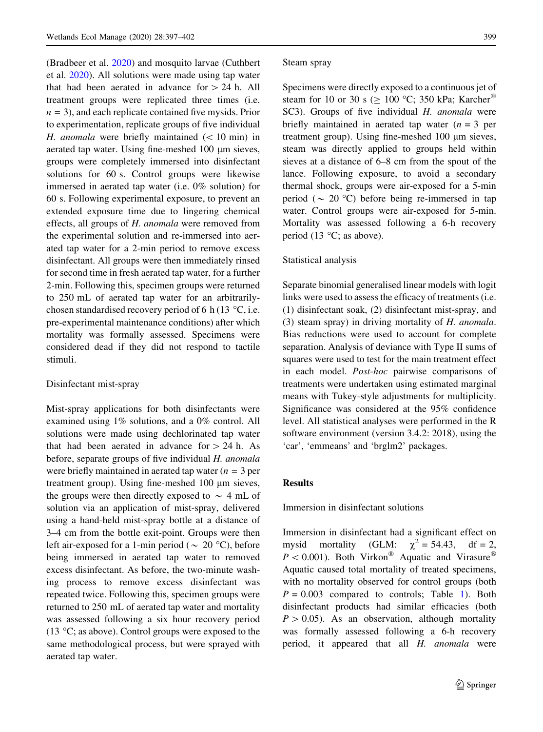(Bradbeer et al. 2020) and mosquito larvae (Cuthbert et al. 2020). All solutions were made using tap water that had been aerated in advance for > 24 h. All treatment groups were replicated three times (i.e. $n = 3$), and each replicate contained five mysids. Prior to experimentation, replicate groups of five individual *H. anomala* were briefly maintained (< 10 min) in aerated tap water. Using fine-meshed 100 µm sieves, groups were completely immersed into disinfectant solutions for 60 s. Control groups were likewise immersed in aerated tap water (i.e. 0% solution) for 60 s. Following experimental exposure, to prevent an extended exposure time due to lingering chemical effects, all groups of *H. anomala* were removed from the experimental solution and re-immersed into aerated tap water for a 2-min period to remove excess disinfectant. All groups were then immediately rinsed for second time in fresh aerated tap water, for a further 2-min. Following this, specimen groups were returned to 250 mL of aerated tap water for an arbitrarily-chosen standardised recovery period of 6 h (13 °C, i.e. pre-experimental maintenance conditions) after which mortality was formally assessed. Specimens were considered dead if they did not respond to tactile stimuli.

### Disinfectant mist-spray

Mist-spray applications for both disinfectants were examined using 1% solutions, and a 0% control. All solutions were made using dechlorinated tap water that had been aerated in advance for > 24 h. As before, separate groups of five individual *H. anomala* were briefly maintained in aerated tap water ($n = 3$ per treatment group). Using fine-meshed 100 µm sieves, the groups were then directly exposed to ~ 4 mL of solution via an application of mist-spray, delivered using a hand-held mist-spray bottle at a distance of 3–4 cm from the bottle exit-point. Groups were then left air-exposed for a 1-min period (~ 20 °C), before being immersed in aerated tap water to removed excess disinfectant. As before, the two-minute washing process to remove excess disinfectant was repeated twice. Following this, specimen groups were returned to 250 mL of aerated tap water and mortality was assessed following a six hour recovery period (13 °C; as above). Control groups were exposed to the same methodological process, but were sprayed with aerated tap water.

### Steam spray

Specimens were directly exposed to a continuous jet of steam for 10 or 30 s (≥ 100 °C; 350 kPa; Karcher® SC3). Groups of five individual *H. anomala* were briefly maintained in aerated tap water ($n = 3$ per treatment group). Using fine-meshed 100 µm sieves, steam was directly applied to groups held within sieves at a distance of 6–8 cm from the spout of the lance. Following exposure, to avoid a secondary thermal shock, groups were air-exposed for a 5-min period (~ 20 °C) before being re-immersed in tap water. Control groups were air-exposed for 5-min. Mortality was assessed following a 6-h recovery period (13 °C; as above).

### Statistical analysis

Separate binomial generalised linear models with logit links were used to assess the efficacy of treatments (i.e. (1) disinfectant soak, (2) disinfectant mist-spray, and (3) steam spray) in driving mortality of *H. anomala*. Bias reductions were used to account for complete separation. Analysis of deviance with Type II sums of squares were used to test for the main treatment effect in each model. *Post-hoc* pairwise comparisons of treatments were undertaken using estimated marginal means with Tukey-style adjustments for multiplicity. Significance was considered at the 95% confidence level. All statistical analyses were performed in the R software environment (version 3.4.2: 2018), using the 'car', 'emmeans' and 'brglm2' packages.

## Results

### Immersion in disinfectant solutions

Immersion in disinfectant had a significant effect on mysid mortality (GLM: $\chi^2 = 54.43$, df = 2, $P < 0.001$). Both Virkon® Aquatic and Virasure® Aquatic caused total mortality of treated specimens, with no mortality observed for control groups (both $P = 0.003$ compared to controls; Table 1). Both disinfectant products had similar efficacies (both $P > 0.05$). As an observation, although mortality was formally assessed following a 6-h recovery period, it appeared that all *H. anomala* were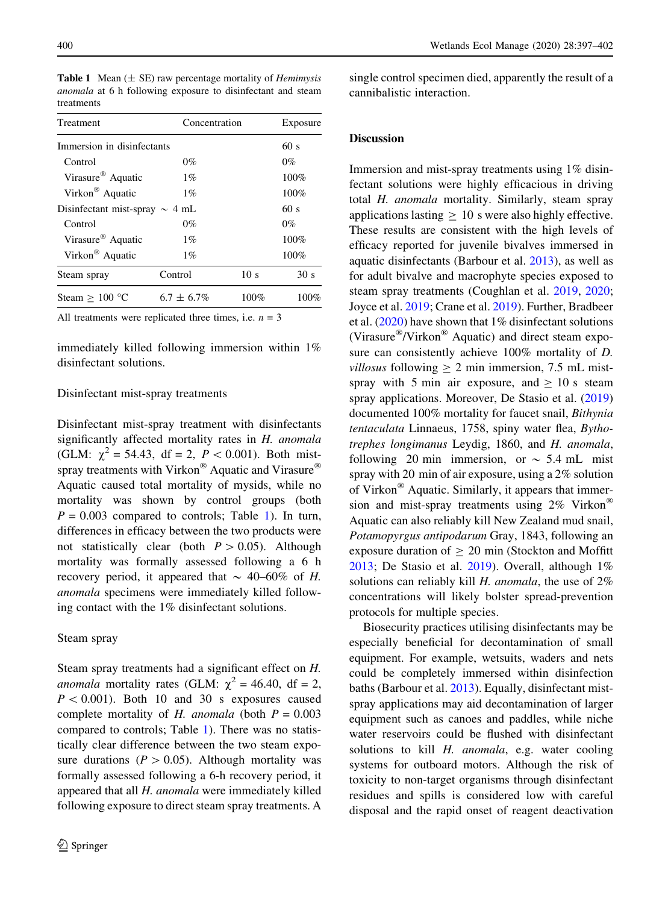**Table 1** Mean (± SE) raw percentage mortality of *Hemimysis anomala* at 6 h following exposure to disinfectant and steam treatments

| Treatment | Concentration | | Exposure |
|---|---|---|---|
| Immersion in disinfectants | | | 60 s |
| Control | 0% | | 0% |
| Virasure® Aquatic | 1% | | 100% |
| Virkon® Aquatic | 1% | | 100% |
| Disinfectant mist-spray ∼ 4 mL | | | 60 s |
| Control | 0% | | 0% |
| Virasure® Aquatic | 1% | | 100% |
| Virkon® Aquatic | 1% | | 100% |
| Steam spray | Control | 10 s | 30 s |
| Steam ≥ 100 °C | 6.7 ± 6.7% | 100% | 100% |

All treatments were replicated three times, i.e. $n = 3$

immediately killed following immersion within 1% disinfectant solutions.

### Disinfectant mist-spray treatments

Disinfectant mist-spray treatment with disinfectants significantly affected mortality rates in *H. anomala* (GLM: $\chi^2 = 54.43$, df = 2, $P < 0.001$). Both mist-spray treatments with Virkon® Aquatic and Virasure® Aquatic caused total mortality of mysids, while no mortality was shown by control groups (both $P = 0.003$ compared to controls; Table 1). In turn, differences in efficacy between the two products were not statistically clear (both $P > 0.05$). Although mortality was formally assessed following a 6 h recovery period, it appeared that ∼ 40–60% of *H. anomala* specimens were immediately killed following contact with the 1% disinfectant solutions.

### Steam spray

Steam spray treatments had a significant effect on *H. anomala* mortality rates (GLM: $\chi^2 = 46.40$, df = 2, $P < 0.001$). Both 10 and 30 s exposures caused complete mortality of *H. anomala* (both $P = 0.003$ compared to controls; Table 1). There was no statistically clear difference between the two steam exposure durations ($P > 0.05$). Although mortality was formally assessed following a 6-h recovery period, it appeared that all *H. anomala* were immediately killed following exposure to direct steam spray treatments. A single control specimen died, apparently the result of a cannibalistic interaction.

## Discussion

Immersion and mist-spray treatments using 1% disinfectant solutions were highly efficacious in driving total *H. anomala* mortality. Similarly, steam spray applications lasting ≥ 10 s were also highly effective. These results are consistent with the high levels of efficacy reported for juvenile bivalves immersed in aquatic disinfectants (Barbour et al. 2013), as well as for adult bivalve and macrophyte species exposed to steam spray treatments (Coughlan et al. 2019, 2020; Joyce et al. 2019; Crane et al. 2019). Further, Bradbeer et al. (2020) have shown that 1% disinfectant solutions (Virasure®/Virkon® Aquatic) and direct steam exposure can consistently achieve 100% mortality of *D. villosus* following ≥ 2 min immersion, 7.5 mL mist-spray with 5 min air exposure, and ≥ 10 s steam spray applications. Moreover, De Stasio et al. (2019) documented 100% mortality for faucet snail, *Bithynia tentaculata* Linnaeus, 1758, spiny water flea, *Bythotrephes longimanus* Leydig, 1860, and *H. anomala*, following 20 min immersion, or ∼ 5.4 mL mist spray with 20 min of air exposure, using a 2% solution of Virkon® Aquatic. Similarly, it appears that immersion and mist-spray treatments using 2% Virkon® Aquatic can also reliably kill New Zealand mud snail, *Potamopyrgus antipodarum* Gray, 1843, following an exposure duration of ≥ 20 min (Stockton and Moffitt 2013; De Stasio et al. 2019). Overall, although 1% solutions can reliably kill *H. anomala*, the use of 2% concentrations will likely bolster spread-prevention protocols for multiple species.

Biosecurity practices utilising disinfectants may be especially beneficial for decontamination of small equipment. For example, wetsuits, waders and nets could be completely immersed within disinfection baths (Barbour et al. 2013). Equally, disinfectant mist-spray applications may aid decontamination of larger equipment such as canoes and paddles, while niche water reservoirs could be flushed with disinfectant solutions to kill *H. anomala*, e.g. water cooling systems for outboard motors. Although the risk of toxicity to non-target organisms through disinfectant residues and spills is considered low with careful disposal and the rapid onset of reagent deactivation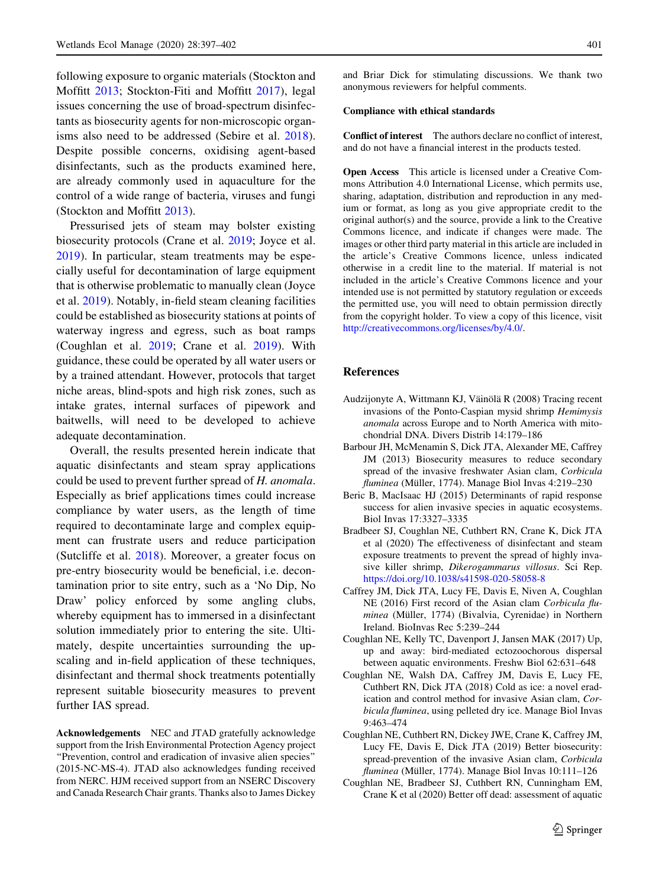following exposure to organic materials (Stockton and Moffitt 2013; Stockton-Fiti and Moffitt 2017), legal issues concerning the use of broad-spectrum disinfectants as biosecurity agents for non-microscopic organisms also need to be addressed (Sebire et al. 2018). Despite possible concerns, oxidising agent-based disinfectants, such as the products examined here, are already commonly used in aquaculture for the control of a wide range of bacteria, viruses and fungi (Stockton and Moffitt 2013).

Pressurised jets of steam may bolster existing biosecurity protocols (Crane et al. 2019; Joyce et al. 2019). In particular, steam treatments may be especially useful for decontamination of large equipment that is otherwise problematic to manually clean (Joyce et al. 2019). Notably, in-field steam cleaning facilities could be established as biosecurity stations at points of waterway ingress and egress, such as boat ramps (Coughlan et al. 2019; Crane et al. 2019). With guidance, these could be operated by all water users or by a trained attendant. However, protocols that target niche areas, blind-spots and high risk zones, such as intake grates, internal surfaces of pipework and baitwells, will need to be developed to achieve adequate decontamination.

Overall, the results presented herein indicate that aquatic disinfectants and steam spray applications could be used to prevent further spread of *H. anomala*. Especially as brief applications times could increase compliance by water users, as the length of time required to decontaminate large and complex equipment can frustrate users and reduce participation (Sutcliffe et al. 2018). Moreover, a greater focus on pre-entry biosecurity would be beneficial, i.e. decontamination prior to site entry, such as a 'No Dip, No Draw' policy enforced by some angling clubs, whereby equipment has to immersed in a disinfectant solution immediately prior to entering the site. Ultimately, despite uncertainties surrounding the up-scaling and in-field application of these techniques, disinfectant and thermal shock treatments potentially represent suitable biosecurity measures to prevent further IAS spread.

**Acknowledgements** NEC and JTAD gratefully acknowledge support from the Irish Environmental Protection Agency project "Prevention, control and eradication of invasive alien species" (2015-NC-MS-4). JTAD also acknowledges funding received from NERC. HJM received support from an NSERC Discovery and Canada Research Chair grants. Thanks also to James Dickey and Briar Dick for stimulating discussions. We thank two anonymous reviewers for helpful comments.

**Compliance with ethical standards**

**Conflict of interest** The authors declare no conflict of interest, and do not have a financial interest in the products tested.

**Open Access** This article is licensed under a Creative Commons Attribution 4.0 International License, which permits use, sharing, adaptation, distribution and reproduction in any medium or format, as long as you give appropriate credit to the original author(s) and the source, provide a link to the Creative Commons licence, and indicate if changes were made. The images or other third party material in this article are included in the article's Creative Commons licence, unless indicated otherwise in a credit line to the material. If material is not included in the article's Creative Commons licence and your intended use is not permitted by statutory regulation or exceeds the permitted use, you will need to obtain permission directly from the copyright holder. To view a copy of this licence, visit http://creativecommons.org/licenses/by/4.0/.

## References

Audzijonyte A, Wittmann KJ, Väinölä R (2008) Tracing recent invasions of the Ponto-Caspian mysid shrimp *Hemimysis anomala* across Europe and to North America with mitochondrial DNA. Divers Distrib 14:179–186

Barbour JH, McMenamin S, Dick JTA, Alexander ME, Caffrey JM (2013) Biosecurity measures to reduce secondary spread of the invasive freshwater Asian clam, *Corbicula fluminea* (Müller, 1774). Manage Biol Invas 4:219–230

Beric B, MacIsaac HJ (2015) Determinants of rapid response success for alien invasive species in aquatic ecosystems. Biol Invas 17:3327–3335

Bradbeer SJ, Coughlan NE, Cuthbert RN, Crane K, Dick JTA et al (2020) The effectiveness of disinfectant and steam exposure treatments to prevent the spread of highly invasive killer shrimp, *Dikerogammarus villosus*. Sci Rep. https://doi.org/10.1038/s41598-020-58058-8

Caffrey JM, Dick JTA, Lucy FE, Davis E, Niven A, Coughlan NE (2016) First record of the Asian clam *Corbicula fluminea* (Müller, 1774) (Bivalvia, Cyrenidae) in Northern Ireland. BioInvas Rec 5:239–244

Coughlan NE, Kelly TC, Davenport J, Jansen MAK (2017) Up, up and away: bird-mediated ectozoochorous dispersal between aquatic environments. Freshw Biol 62:631–648

Coughlan NE, Walsh DA, Caffrey JM, Davis E, Lucy FE, Cuthbert RN, Dick JTA (2018) Cold as ice: a novel eradication and control method for invasive Asian clam, *Corbicula fluminea*, using pelleted dry ice. Manage Biol Invas 9:463–474

Coughlan NE, Cuthbert RN, Dickey JWE, Crane K, Caffrey JM, Lucy FE, Davis E, Dick JTA (2019) Better biosecurity: spread-prevention of the invasive Asian clam, *Corbicula fluminea* (Müller, 1774). Manage Biol Invas 10:111–126

Coughlan NE, Bradbeer SJ, Cuthbert RN, Cunningham EM, Crane K et al (2020) Better off dead: assessment of aquatic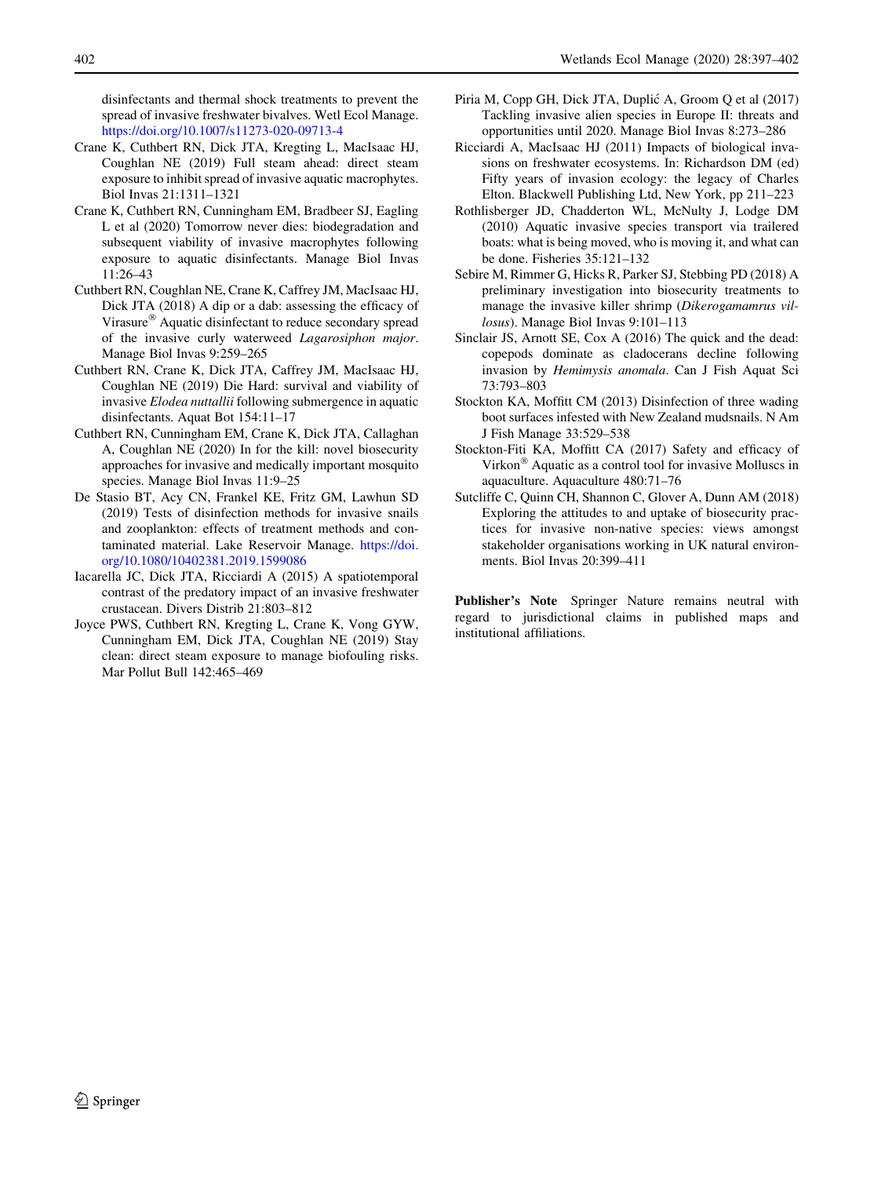disinfectants and thermal shock treatments to prevent the spread of invasive freshwater bivalves. Wetl Ecol Manage. https://doi.org/10.1007/s11273-020-09713-4

Crane K, Cuthbert RN, Dick JTA, Kregting L, MacIsaac HJ, Coughlan NE (2019) Full steam ahead: direct steam exposure to inhibit spread of invasive aquatic macrophytes. Biol Invas 21:1311–1321

Crane K, Cuthbert RN, Cunningham EM, Bradbeer SJ, Eagling L et al (2020) Tomorrow never dies: biodegradation and subsequent viability of invasive macrophytes following exposure to aquatic disinfectants. Manage Biol Invas 11:26–43

Cuthbert RN, Coughlan NE, Crane K, Caffrey JM, MacIsaac HJ, Dick JTA (2018) A dip or a dab: assessing the efficacy of Virasure® Aquatic disinfectant to reduce secondary spread of the invasive curly waterweed *Lagarosiphon major*. Manage Biol Invas 9:259–265

Cuthbert RN, Crane K, Dick JTA, Caffrey JM, MacIsaac HJ, Coughlan NE (2019) Die Hard: survival and viability of invasive *Elodea nuttallii* following submergence in aquatic disinfectants. Aquat Bot 154:11–17

Cuthbert RN, Cunningham EM, Crane K, Dick JTA, Callaghan A, Coughlan NE (2020) In for the kill: novel biosecurity approaches for invasive and medically important mosquito species. Manage Biol Invas 11:9–25

De Stasio BT, Acy CN, Frankel KE, Fritz GM, Lawhun SD (2019) Tests of disinfection methods for invasive snails and zooplankton: effects of treatment methods and contaminated material. Lake Reservoir Manage. https://doi.org/10.1080/10402381.2019.1599086

Iacarella JC, Dick JTA, Ricciardi A (2015) A spatiotemporal contrast of the predatory impact of an invasive freshwater crustacean. Divers Distrib 21:803–812

Joyce PWS, Cuthbert RN, Kregting L, Crane K, Vong GYW, Cunningham EM, Dick JTA, Coughlan NE (2019) Stay clean: direct steam exposure to manage biofouling risks. Mar Pollut Bull 142:465–469

Piria M, Copp GH, Dick JTA, Duplić A, Groom Q et al (2017) Tackling invasive alien species in Europe II: threats and opportunities until 2020. Manage Biol Invas 8:273–286

Ricciardi A, MacIsaac HJ (2011) Impacts of biological invasions on freshwater ecosystems. In: Richardson DM (ed) Fifty years of invasion ecology: the legacy of Charles Elton. Blackwell Publishing Ltd, New York, pp 211–223

Rothlisberger JD, Chadderton WL, McNulty J, Lodge DM (2010) Aquatic invasive species transport via trailered boats: what is being moved, who is moving it, and what can be done. Fisheries 35:121–132

Sebire M, Rimmer G, Hicks R, Parker SJ, Stebbing PD (2018) A preliminary investigation into biosecurity treatments to manage the invasive killer shrimp (*Dikerogamamrus villosus*). Manage Biol Invas 9:101–113

Sinclair JS, Arnott SE, Cox A (2016) The quick and the dead: copepods dominate as cladocerans decline following invasion by *Hemimysis anomala*. Can J Fish Aquat Sci 73:793–803

Stockton KA, Moffitt CM (2013) Disinfection of three wading boot surfaces infested with New Zealand mudsnails. N Am J Fish Manage 33:529–538

Stockton-Fiti KA, Moffitt CA (2017) Safety and efficacy of Virkon® Aquatic as a control tool for invasive Molluscs in aquaculture. Aquaculture 480:71–76

Sutcliffe C, Quinn CH, Shannon C, Glover A, Dunn AM (2018) Exploring the attitudes to and uptake of biosecurity practices for invasive non-native species: views amongst stakeholder organisations working in UK natural environments. Biol Invas 20:399–411

**Publisher's Note** Springer Nature remains neutral with regard to jurisdictional claims in published maps and institutional affiliations.